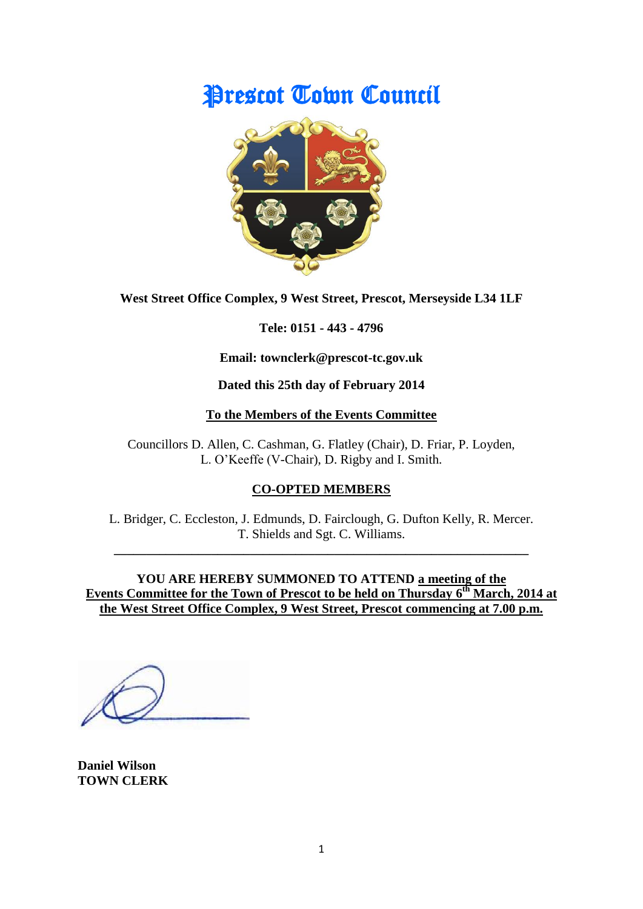# Prescot Town Council

**West Street Office Complex, 9 West Street, Prescot, Merseyside L34 1LF**

**Tele: 0151 - 443 - 4796**

**Email: townclerk@prescot-tc.gov.uk**

**Dated this 25th day of February 2014**

**To the Members of the Events Committee**

Councillors D. Allen, C. Cashman, G. Flatley (Chair), D. Friar, P. Loyden, L. O'Keeffe (V-Chair), D. Rigby and I. Smith.

**CO-OPTED MEMBERS**

L. Bridger, C. Eccleston, J. Edmunds, D. Fairclough, G. Dufton Kelly, R. Mercer. T. Shields and Sgt. C. Williams.

---

**YOU ARE HEREBY SUMMONED TO ATTEND a meeting of the Events Committee for the Town of Prescot to be held on Thursday 6th March, 2014 at the West Street Office Complex, 9 West Street, Prescot commencing at 7.00 p.m.**

**Daniel Wilson**
**TOWN CLERK**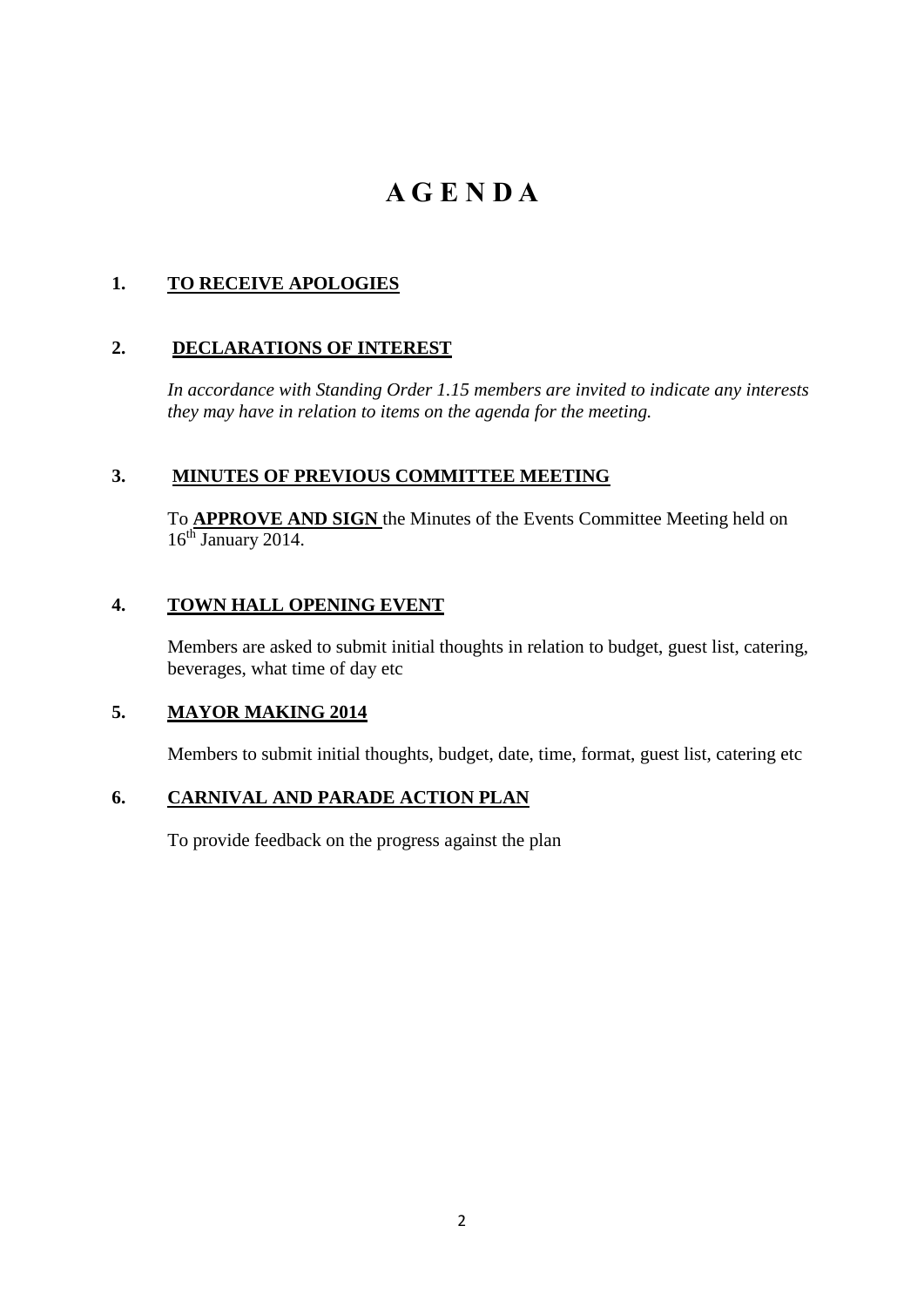# A G E N D A

## 1. TO RECEIVE APOLOGIES

## 2. DECLARATIONS OF INTEREST

*In accordance with Standing Order 1.15 members are invited to indicate any interests they may have in relation to items on the agenda for the meeting.*

## 3. MINUTES OF PREVIOUS COMMITTEE MEETING

To **APPROVE AND SIGN** the Minutes of the Events Committee Meeting held on 16th January 2014.

## 4. TOWN HALL OPENING EVENT

Members are asked to submit initial thoughts in relation to budget, guest list, catering, beverages, what time of day etc

## 5. MAYOR MAKING 2014

Members to submit initial thoughts, budget, date, time, format, guest list, catering etc

## 6. CARNIVAL AND PARADE ACTION PLAN

To provide feedback on the progress against the plan